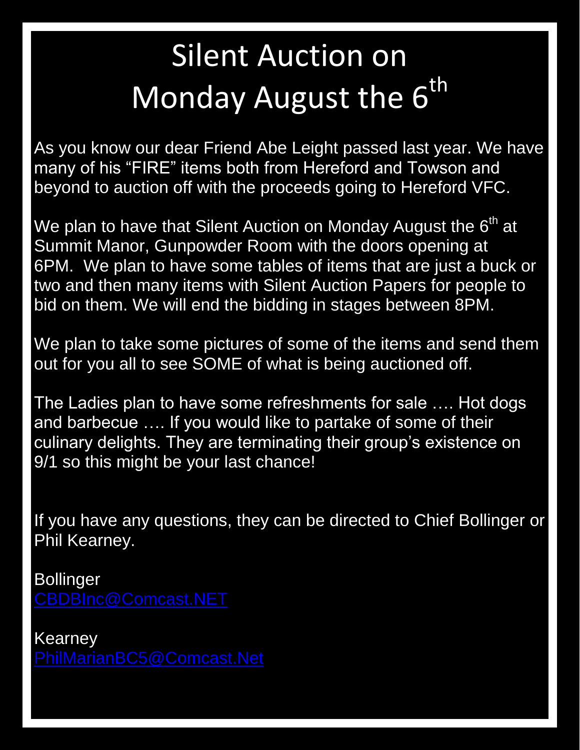# Silent Auction on Monday August the 6th

As you know our dear Friend Abe Leight passed last year. We have many of his "FIRE" items both from Hereford and Towson and beyond to auction off with the proceeds going to Hereford VFC.

We plan to have that Silent Auction on Monday August the 6th at Summit Manor, Gunpowder Room with the doors opening at 6PM.  We plan to have some tables of items that are just a buck or two and then many items with Silent Auction Papers for people to bid on them. We will end the bidding in stages between 8PM.

We plan to take some pictures of some of the items and send them out for you all to see SOME of what is being auctioned off.

The Ladies plan to have some refreshments for sale …. Hot dogs and barbecue …. If you would like to partake of some of their culinary delights. They are terminating their group's existence on 9/1 so this might be your last chance!

If you have any questions, they can be directed to Chief Bollinger or Phil Kearney.

Bollinger
CBDBInc@Comcast.NET

Kearney
PhilMarianBC5@Comcast.Net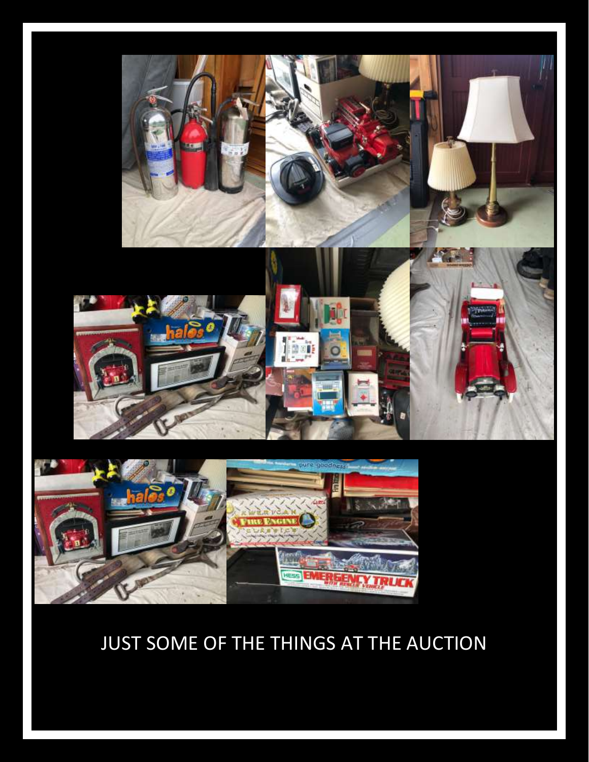JUST SOME OF THE THINGS AT THE AUCTION